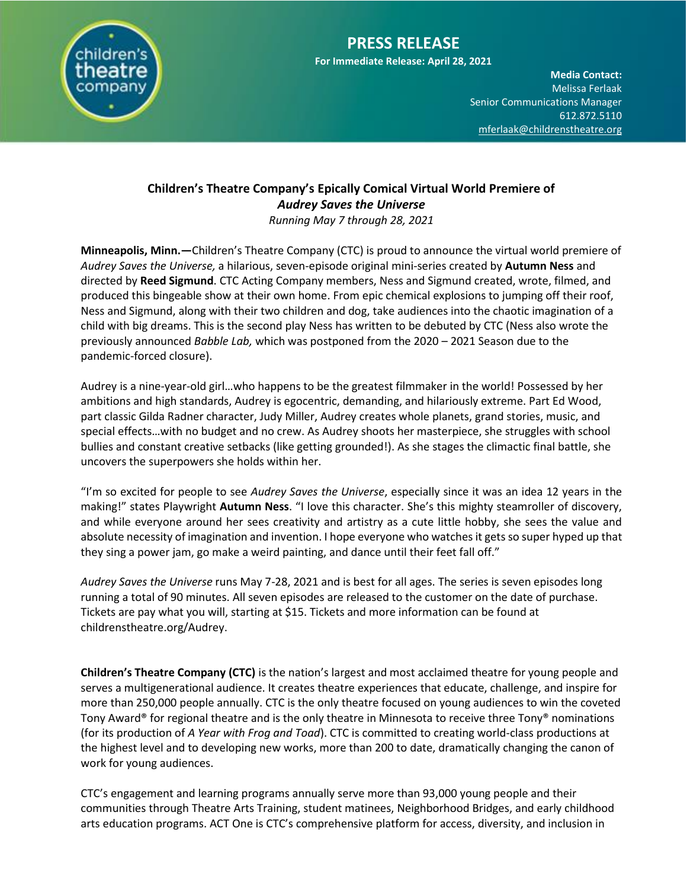# PRESS RELEASE

**For Immediate Release: April 28, 2021**

**Media Contact:**
Melissa Ferlaak
Senior Communications Manager
612.872.5110
mferlaak@childrenstheatre.org

## Children's Theatre Company's Epically Comical Virtual World Premiere of *Audrey Saves the Universe*

*Running May 7 through 28, 2021*

**Minneapolis, Minn.—**Children's Theatre Company (CTC) is proud to announce the virtual world premiere of *Audrey Saves the Universe,* a hilarious, seven-episode original mini-series created by **Autumn Ness** and directed by **Reed Sigmund**. CTC Acting Company members, Ness and Sigmund created, wrote, filmed, and produced this bingeable show at their own home. From epic chemical explosions to jumping off their roof, Ness and Sigmund, along with their two children and dog, take audiences into the chaotic imagination of a child with big dreams. This is the second play Ness has written to be debuted by CTC (Ness also wrote the previously announced *Babble Lab,* which was postponed from the 2020 – 2021 Season due to the pandemic-forced closure).

Audrey is a nine-year-old girl…who happens to be the greatest filmmaker in the world! Possessed by her ambitions and high standards, Audrey is egocentric, demanding, and hilariously extreme. Part Ed Wood, part classic Gilda Radner character, Judy Miller, Audrey creates whole planets, grand stories, music, and special effects…with no budget and no crew. As Audrey shoots her masterpiece, she struggles with school bullies and constant creative setbacks (like getting grounded!). As she stages the climactic final battle, she uncovers the superpowers she holds within her.

"I'm so excited for people to see *Audrey Saves the Universe*, especially since it was an idea 12 years in the making!" states Playwright **Autumn Ness**. "I love this character. She's this mighty steamroller of discovery, and while everyone around her sees creativity and artistry as a cute little hobby, she sees the value and absolute necessity of imagination and invention. I hope everyone who watches it gets so super hyped up that they sing a power jam, go make a weird painting, and dance until their feet fall off."

*Audrey Saves the Universe* runs May 7-28, 2021 and is best for all ages. The series is seven episodes long running a total of 90 minutes. All seven episodes are released to the customer on the date of purchase. Tickets are pay what you will, starting at $15. Tickets and more information can be found at childrenstheatre.org/Audrey.

**Children's Theatre Company (CTC)** is the nation's largest and most acclaimed theatre for young people and serves a multigenerational audience. It creates theatre experiences that educate, challenge, and inspire for more than 250,000 people annually. CTC is the only theatre focused on young audiences to win the coveted Tony Award® for regional theatre and is the only theatre in Minnesota to receive three Tony® nominations (for its production of *A Year with Frog and Toad*). CTC is committed to creating world-class productions at the highest level and to developing new works, more than 200 to date, dramatically changing the canon of work for young audiences.

CTC's engagement and learning programs annually serve more than 93,000 young people and their communities through Theatre Arts Training, student matinees, Neighborhood Bridges, and early childhood arts education programs. ACT One is CTC's comprehensive platform for access, diversity, and inclusion in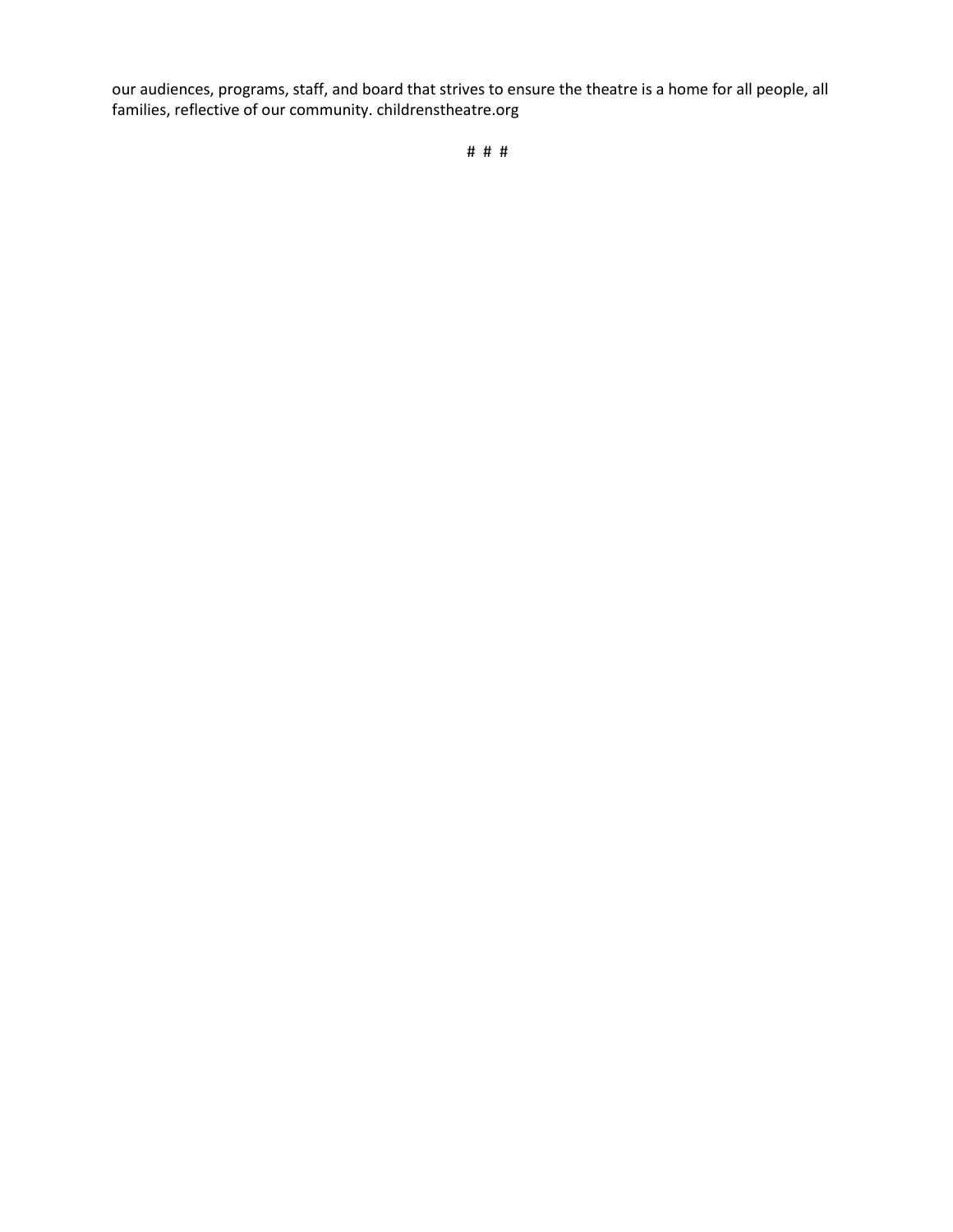our audiences, programs, staff, and board that strives to ensure the theatre is a home for all people, all families, reflective of our community. childrenstheatre.org

# # #